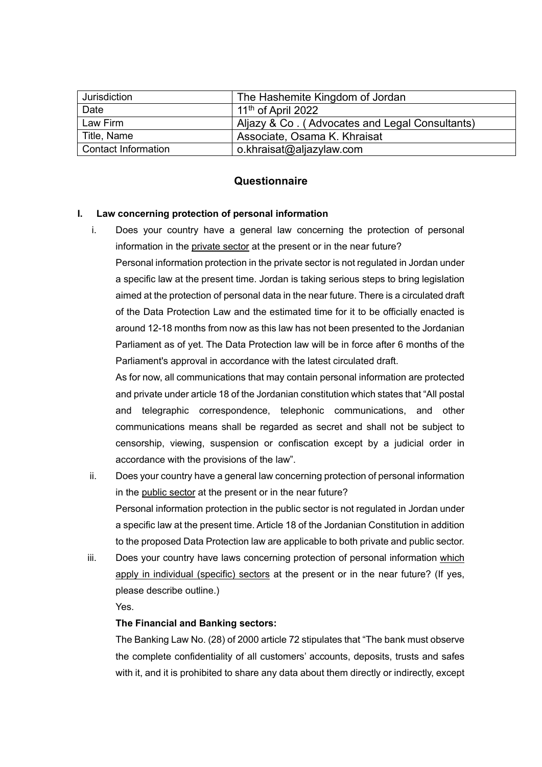| | |
|---|---|
| Jurisdiction | The Hashemite Kingdom of Jordan |
| Date | 11th of April 2022 |
| Law Firm | Aljazy & Co . ( Advocates and Legal Consultants) |
| Title, Name | Associate, Osama K. Khraisat |
| Contact Information | o.khraisat@aljazylaw.com |

## Questionnaire

### I. Law concerning protection of personal information

i. Does your country have a general law concerning the protection of personal information in the <u>private sector</u> at the present or in the near future?

Personal information protection in the private sector is not regulated in Jordan under a specific law at the present time. Jordan is taking serious steps to bring legislation aimed at the protection of personal data in the near future. There is a circulated draft of the Data Protection Law and the estimated time for it to be officially enacted is around 12-18 months from now as this law has not been presented to the Jordanian Parliament as of yet. The Data Protection law will be in force after 6 months of the Parliament's approval in accordance with the latest circulated draft.

As for now, all communications that may contain personal information are protected and private under article 18 of the Jordanian constitution which states that "All postal and telegraphic correspondence, telephonic communications, and other communications means shall be regarded as secret and shall not be subject to censorship, viewing, suspension or confiscation except by a judicial order in accordance with the provisions of the law".

ii. Does your country have a general law concerning protection of personal information in the <u>public sector</u> at the present or in the near future?

Personal information protection in the public sector is not regulated in Jordan under a specific law at the present time. Article 18 of the Jordanian Constitution in addition to the proposed Data Protection law are applicable to both private and public sector.

iii. Does your country have laws concerning protection of personal information <u>which apply in individual (specific) sectors</u> at the present or in the near future? (If yes, please describe outline.)

Yes.

**The Financial and Banking sectors:**

The Banking Law No. (28) of 2000 article 72 stipulates that "The bank must observe the complete confidentiality of all customers' accounts, deposits, trusts and safes with it, and it is prohibited to share any data about them directly or indirectly, except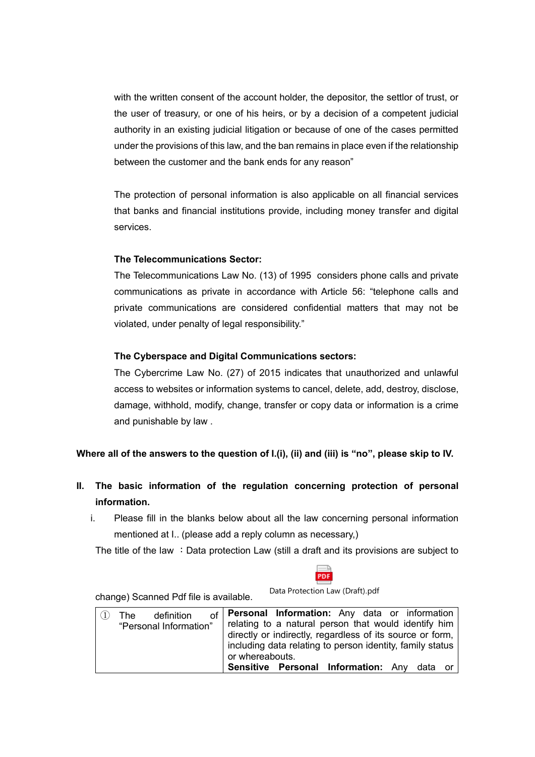with the written consent of the account holder, the depositor, the settlor of trust, or the user of treasury, or one of his heirs, or by a decision of a competent judicial authority in an existing judicial litigation or because of one of the cases permitted under the provisions of this law, and the ban remains in place even if the relationship between the customer and the bank ends for any reason"

The protection of personal information is also applicable on all financial services that banks and financial institutions provide, including money transfer and digital services.

**The Telecommunications Sector:**

The Telecommunications Law No. (13) of 1995 considers phone calls and private communications as private in accordance with Article 56: "telephone calls and private communications are considered confidential matters that may not be violated, under penalty of legal responsibility."

**The Cyberspace and Digital Communications sectors:**

The Cybercrime Law No. (27) of 2015 indicates that unauthorized and unlawful access to websites or information systems to cancel, delete, add, destroy, disclose, damage, withhold, modify, change, transfer or copy data or information is a crime and punishable by law .

**Where all of the answers to the question of I.(i), (ii) and (iii) is "no", please skip to IV.**

## II. The basic information of the regulation concerning protection of personal information.

i. Please fill in the blanks below about all the law concerning personal information mentioned at I.. (please add a reply column as necessary,)

The title of the law ：Data protection Law (still a draft and its provisions are subject to change) Scanned Pdf file is available.

Data Protection Law (Draft).pdf

| | |
|---|---|
| ① The definition of "Personal Information" | **Personal Information:** Any data or information relating to a natural person that would identify him directly or indirectly, regardless of its source or form, including data relating to person identity, family status or whereabouts.<br>**Sensitive Personal Information:** Any data or |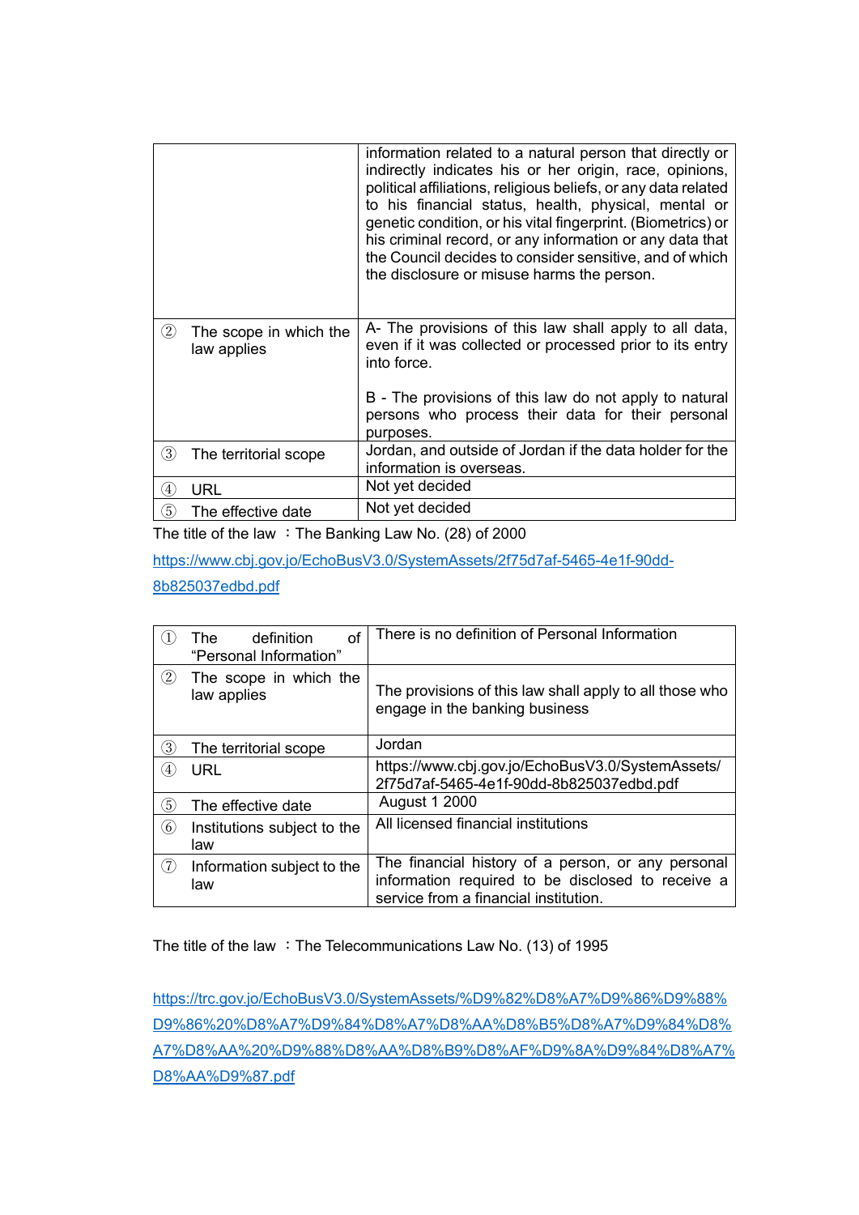| | |
|---|---|
| | information related to a natural person that directly or indirectly indicates his or her origin, race, opinions, political affiliations, religious beliefs, or any data related to his financial status, health, physical, mental or genetic condition, or his vital fingerprint. (Biometrics) or his criminal record, or any information or any data that the Council decides to consider sensitive, and of which the disclosure or misuse harms the person. |
| ② The scope in which the law applies | A- The provisions of this law shall apply to all data, even if it was collected or processed prior to its entry into force.<br><br>B - The provisions of this law do not apply to natural persons who process their data for their personal purposes. |
| ③ The territorial scope | Jordan, and outside of Jordan if the data holder for the information is overseas. |
| ④ URL | Not yet decided |
| ⑤ The effective date | Not yet decided |

The title of the law ：The Banking Law No. (28) of 2000

https://www.cbj.gov.jo/EchoBusV3.0/SystemAssets/2f75d7af-5465-4e1f-90dd-8b825037edbd.pdf

| | |
|---|---|
| ① The definition of "Personal Information" | There is no definition of Personal Information |
| ② The scope in which the law applies | The provisions of this law shall apply to all those who engage in the banking business |
| ③ The territorial scope | Jordan |
| ④ URL | https://www.cbj.gov.jo/EchoBusV3.0/SystemAssets/2f75d7af-5465-4e1f-90dd-8b825037edbd.pdf |
| ⑤ The effective date | August 1 2000 |
| ⑥ Institutions subject to the law | All licensed financial institutions |
| ⑦ Information subject to the law | The financial history of a person, or any personal information required to be disclosed to receive a service from a financial institution. |

The title of the law ：The Telecommunications Law No. (13) of 1995

https://trc.gov.jo/EchoBusV3.0/SystemAssets/%D9%82%D8%A7%D9%86%D9%88%D9%86%20%D8%A7%D9%84%D8%A7%D8%AA%D8%B5%D8%A7%D9%84%D8%A7%D8%AA%20%D9%88%D8%AA%D8%B9%D8%AF%D9%8A%D9%84%D8%A7%D8%AA%D9%87.pdf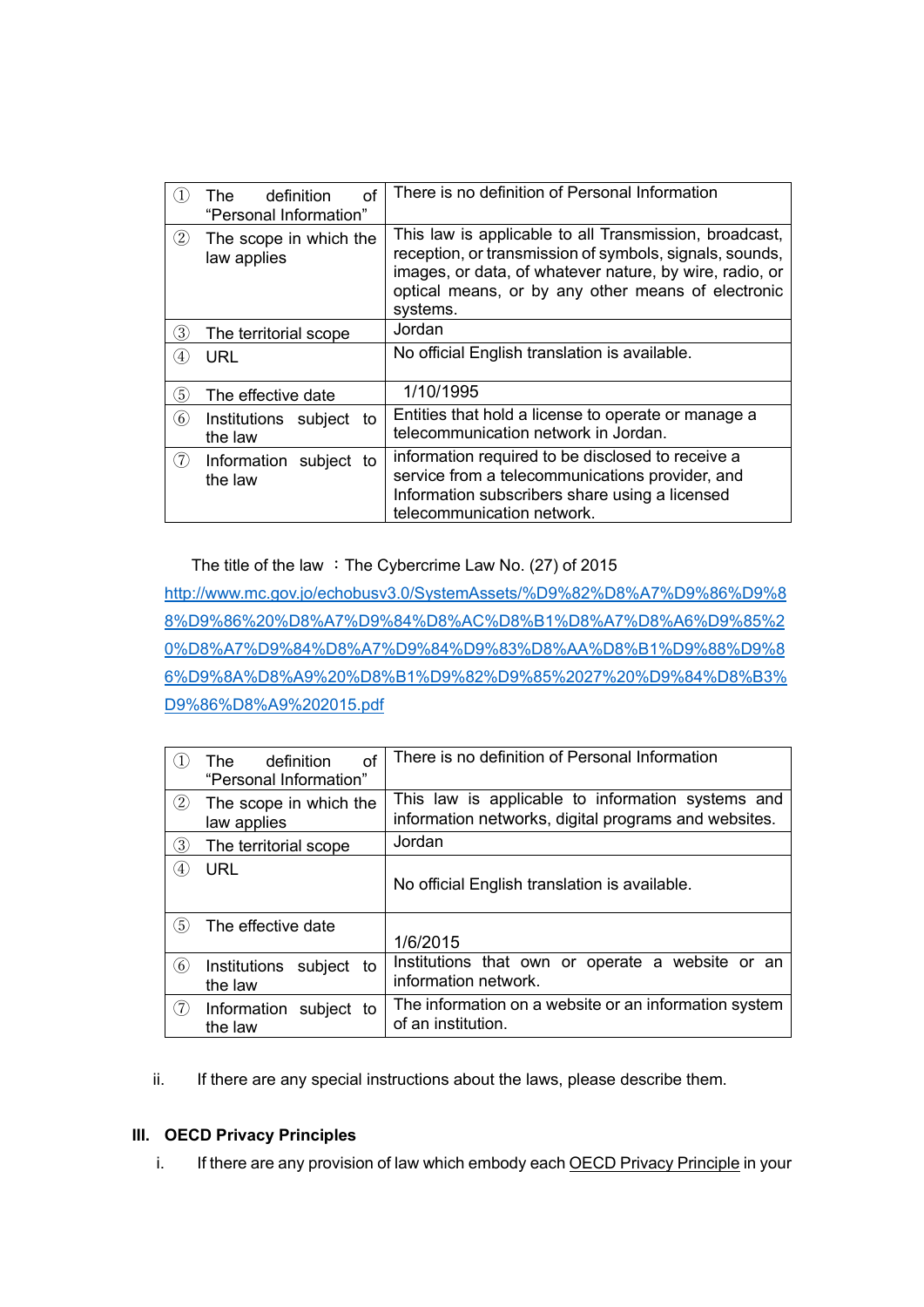| | | |
|---|---|---|
| ① | The definition of "Personal Information" | There is no definition of Personal Information |
| ② | The scope in which the law applies | This law is applicable to all Transmission, broadcast, reception, or transmission of symbols, signals, sounds, images, or data, of whatever nature, by wire, radio, or optical means, or by any other means of electronic systems. |
| ③ | The territorial scope | Jordan |
| ④ | URL | No official English translation is available. |
| ⑤ | The effective date | 1/10/1995 |
| ⑥ | Institutions subject to the law | Entities that hold a license to operate or manage a telecommunication network in Jordan. |
| ⑦ | Information subject to the law | information required to be disclosed to receive a service from a telecommunications provider, and Information subscribers share using a licensed telecommunication network. |

The title of the law ：The Cybercrime Law No. (27) of 2015

[http://www.mc.gov.jo/echobusv3.0/SystemAssets/%D9%82%D8%A7%D9%86%D9%88%D9%86%20%D8%A7%D9%84%D8%AC%D8%B1%D8%A7%D8%A6%D9%85%20%D8%A7%D9%84%D8%A7%D9%84%D9%83%D8%AA%D8%B1%D9%88%D9%86%D9%8A%D8%A9%20%D8%B1%D9%82%D9%85%2027%20%D9%84%D8%B3%D9%86%D8%A9%202015.pdf](http://www.mc.gov.jo/echobusv3.0/SystemAssets/%D9%82%D8%A7%D9%86%D9%88%D9%86%20%D8%A7%D9%84%D8%AC%D8%B1%D8%A7%D8%A6%D9%85%20%D8%A7%D9%84%D8%A7%D9%84%D9%83%D8%AA%D8%B1%D9%88%D9%86%D9%8A%D8%A9%20%D8%B1%D9%82%D9%85%2027%20%D9%84%D8%B3%D9%86%D8%A9%202015.pdf)

| | | |
|---|---|---|
| ① | The definition of "Personal Information" | There is no definition of Personal Information |
| ② | The scope in which the law applies | This law is applicable to information systems and information networks, digital programs and websites. |
| ③ | The territorial scope | Jordan |
| ④ | URL | No official English translation is available. |
| ⑤ | The effective date | 1/6/2015 |
| ⑥ | Institutions subject to the law | Institutions that own or operate a website or an information network. |
| ⑦ | Information subject to the law | The information on a website or an information system of an institution. |

ii. If there are any special instructions about the laws, please describe them.

## III. OECD Privacy Principles

i. If there are any provision of law which embody each OECD Privacy Principle in your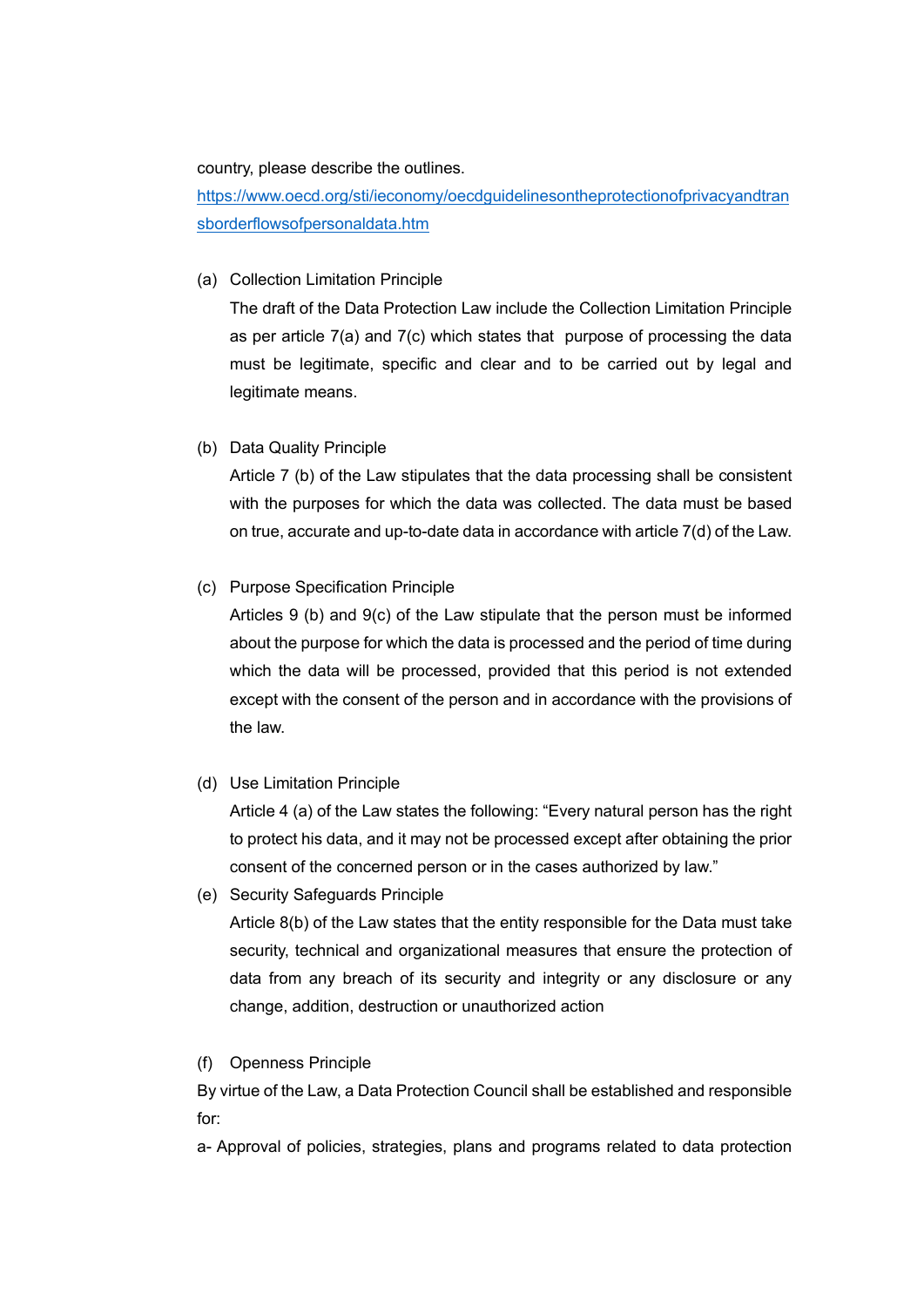country, please describe the outlines.

[https://www.oecd.org/sti/ieconomy/oecdguidelinesontheprotectionofprivacyandtransborderflowsofpersonaldata.htm](https://www.oecd.org/sti/ieconomy/oecdguidelinesontheprotectionofprivacyandtransborderflowsofpersonaldata.htm)

(a) Collection Limitation Principle

The draft of the Data Protection Law include the Collection Limitation Principle as per article 7(a) and 7(c) which states that purpose of processing the data must be legitimate, specific and clear and to be carried out by legal and legitimate means.

(b) Data Quality Principle

Article 7 (b) of the Law stipulates that the data processing shall be consistent with the purposes for which the data was collected. The data must be based on true, accurate and up-to-date data in accordance with article 7(d) of the Law.

(c) Purpose Specification Principle

Articles 9 (b) and 9(c) of the Law stipulate that the person must be informed about the purpose for which the data is processed and the period of time during which the data will be processed, provided that this period is not extended except with the consent of the person and in accordance with the provisions of the law.

(d) Use Limitation Principle

Article 4 (a) of the Law states the following: "Every natural person has the right to protect his data, and it may not be processed except after obtaining the prior consent of the concerned person or in the cases authorized by law."

(e) Security Safeguards Principle

Article 8(b) of the Law states that the entity responsible for the Data must take security, technical and organizational measures that ensure the protection of data from any breach of its security and integrity or any disclosure or any change, addition, destruction or unauthorized action

(f) Openness Principle

By virtue of the Law, a Data Protection Council shall be established and responsible for:

a- Approval of policies, strategies, plans and programs related to data protection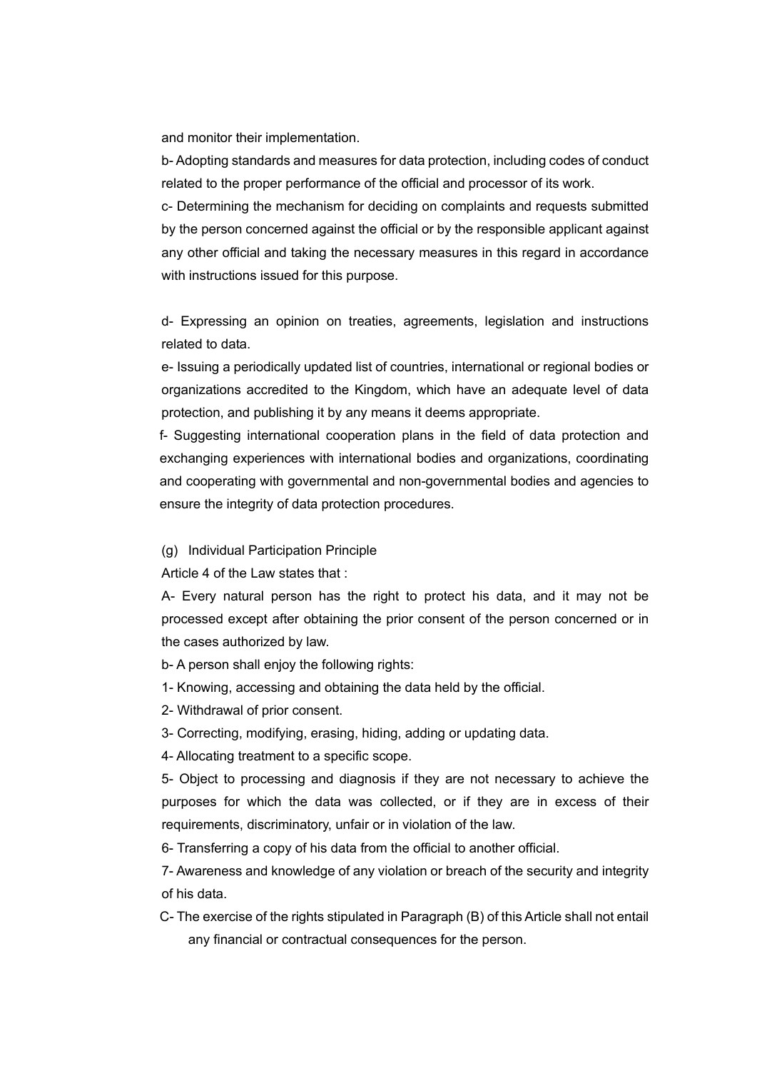and monitor their implementation.

b- Adopting standards and measures for data protection, including codes of conduct related to the proper performance of the official and processor of its work.

c- Determining the mechanism for deciding on complaints and requests submitted by the person concerned against the official or by the responsible applicant against any other official and taking the necessary measures in this regard in accordance with instructions issued for this purpose.

d- Expressing an opinion on treaties, agreements, legislation and instructions related to data.

e- Issuing a periodically updated list of countries, international or regional bodies or organizations accredited to the Kingdom, which have an adequate level of data protection, and publishing it by any means it deems appropriate.

f- Suggesting international cooperation plans in the field of data protection and exchanging experiences with international bodies and organizations, coordinating and cooperating with governmental and non-governmental bodies and agencies to ensure the integrity of data protection procedures.

(g) Individual Participation Principle

Article 4 of the Law states that :

A- Every natural person has the right to protect his data, and it may not be processed except after obtaining the prior consent of the person concerned or in the cases authorized by law.

b- A person shall enjoy the following rights:

1- Knowing, accessing and obtaining the data held by the official.

2- Withdrawal of prior consent.

3- Correcting, modifying, erasing, hiding, adding or updating data.

4- Allocating treatment to a specific scope.

5- Object to processing and diagnosis if they are not necessary to achieve the purposes for which the data was collected, or if they are in excess of their requirements, discriminatory, unfair or in violation of the law.

6- Transferring a copy of his data from the official to another official.

7- Awareness and knowledge of any violation or breach of the security and integrity of his data.

C- The exercise of the rights stipulated in Paragraph (B) of this Article shall not entail any financial or contractual consequences for the person.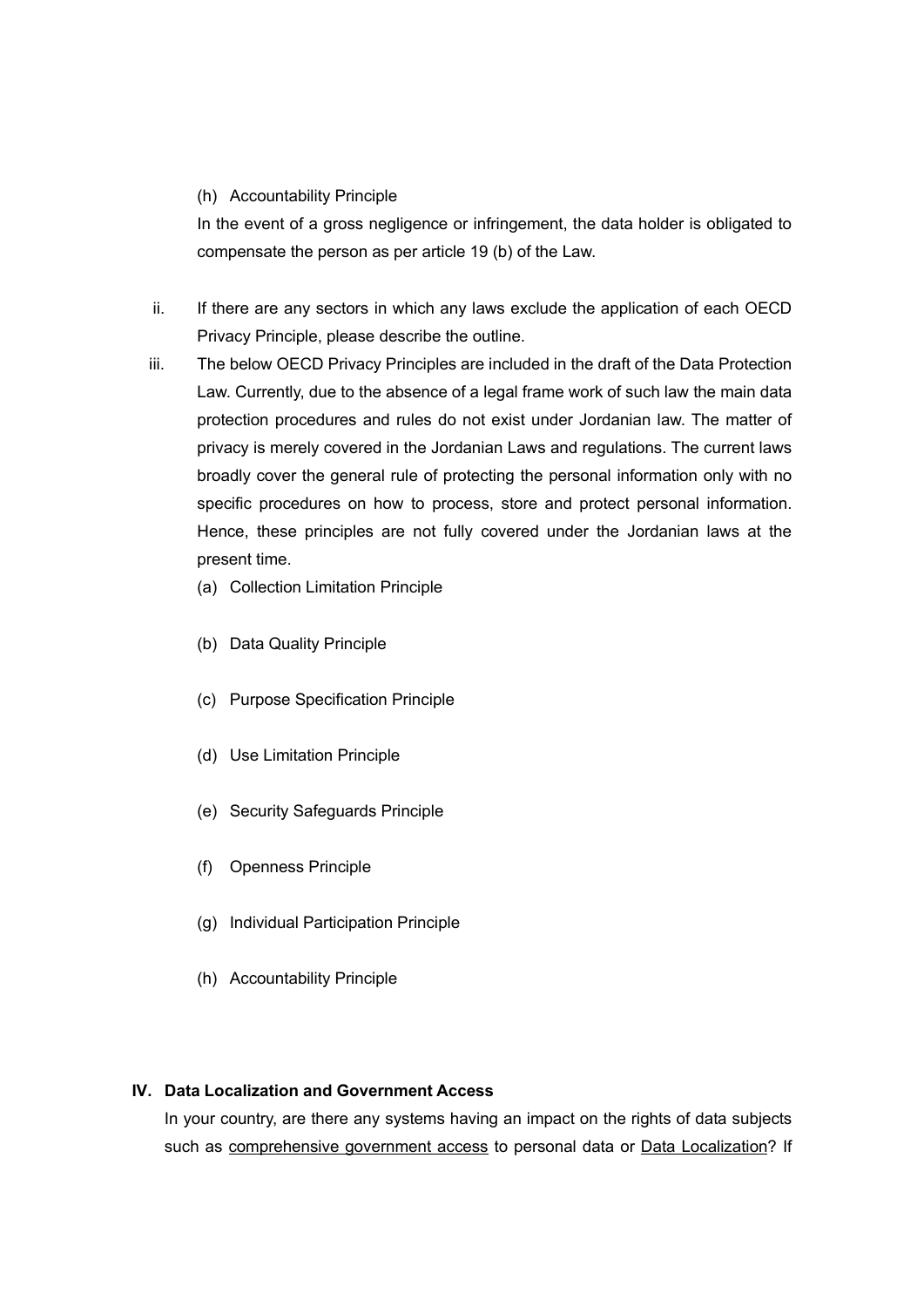(h) Accountability Principle

In the event of a gross negligence or infringement, the data holder is obligated to compensate the person as per article 19 (b) of the Law.

ii. If there are any sectors in which any laws exclude the application of each OECD Privacy Principle, please describe the outline.

iii. The below OECD Privacy Principles are included in the draft of the Data Protection Law. Currently, due to the absence of a legal frame work of such law the main data protection procedures and rules do not exist under Jordanian law. The matter of privacy is merely covered in the Jordanian Laws and regulations. The current laws broadly cover the general rule of protecting the personal information only with no specific procedures on how to process, store and protect personal information. Hence, these principles are not fully covered under the Jordanian laws at the present time.

(a) Collection Limitation Principle

(b) Data Quality Principle

(c) Purpose Specification Principle

(d) Use Limitation Principle

(e) Security Safeguards Principle

(f) Openness Principle

(g) Individual Participation Principle

(h) Accountability Principle

**IV. Data Localization and Government Access**

In your country, are there any systems having an impact on the rights of data subjects such as <u>comprehensive government access</u> to personal data or <u>Data Localization</u>? If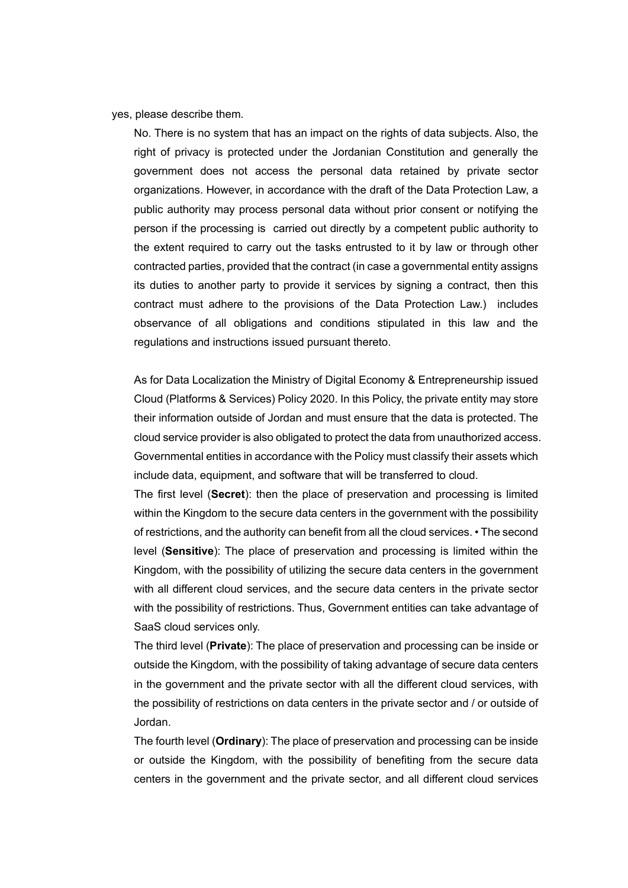yes, please describe them.

No. There is no system that has an impact on the rights of data subjects. Also, the right of privacy is protected under the Jordanian Constitution and generally the government does not access the personal data retained by private sector organizations. However, in accordance with the draft of the Data Protection Law, a public authority may process personal data without prior consent or notifying the person if the processing is carried out directly by a competent public authority to the extent required to carry out the tasks entrusted to it by law or through other contracted parties, provided that the contract (in case a governmental entity assigns its duties to another party to provide it services by signing a contract, then this contract must adhere to the provisions of the Data Protection Law.) includes observance of all obligations and conditions stipulated in this law and the regulations and instructions issued pursuant thereto.

As for Data Localization the Ministry of Digital Economy & Entrepreneurship issued Cloud (Platforms & Services) Policy 2020. In this Policy, the private entity may store their information outside of Jordan and must ensure that the data is protected. The cloud service provider is also obligated to protect the data from unauthorized access. Governmental entities in accordance with the Policy must classify their assets which include data, equipment, and software that will be transferred to cloud.

The first level (**Secret**): then the place of preservation and processing is limited within the Kingdom to the secure data centers in the government with the possibility of restrictions, and the authority can benefit from all the cloud services. • The second level (**Sensitive**): The place of preservation and processing is limited within the Kingdom, with the possibility of utilizing the secure data centers in the government with all different cloud services, and the secure data centers in the private sector with the possibility of restrictions. Thus, Government entities can take advantage of SaaS cloud services only.

The third level (**Private**): The place of preservation and processing can be inside or outside the Kingdom, with the possibility of taking advantage of secure data centers in the government and the private sector with all the different cloud services, with the possibility of restrictions on data centers in the private sector and / or outside of Jordan.

The fourth level (**Ordinary**): The place of preservation and processing can be inside or outside the Kingdom, with the possibility of benefiting from the secure data centers in the government and the private sector, and all different cloud services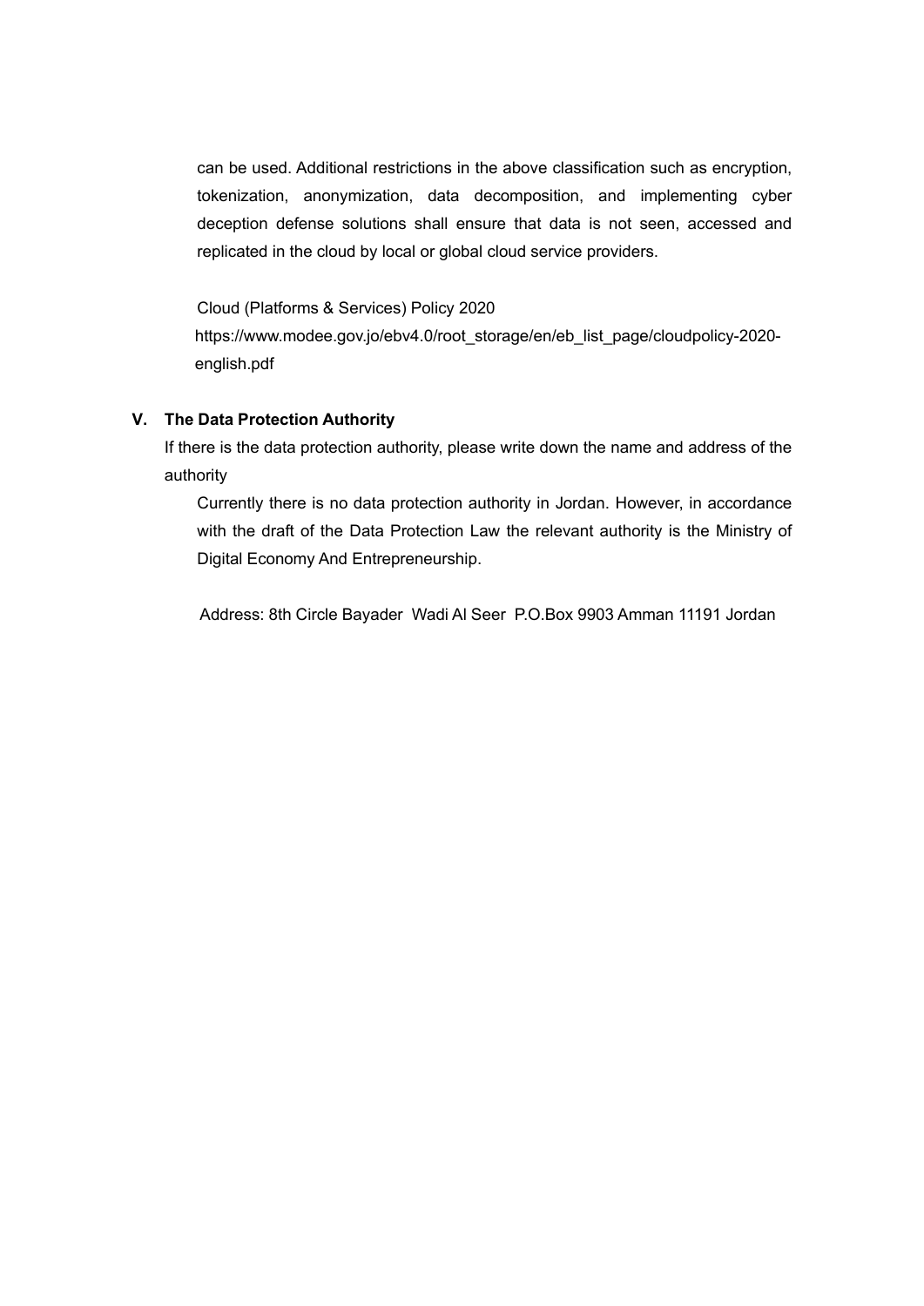can be used. Additional restrictions in the above classification such as encryption, tokenization, anonymization, data decomposition, and implementing cyber deception defense solutions shall ensure that data is not seen, accessed and replicated in the cloud by local or global cloud service providers.

Cloud (Platforms & Services) Policy 2020
https://www.modee.gov.jo/ebv4.0/root_storage/en/eb_list_page/cloudpolicy-2020-english.pdf

## V. The Data Protection Authority

If there is the data protection authority, please write down the name and address of the authority

Currently there is no data protection authority in Jordan. However, in accordance with the draft of the Data Protection Law the relevant authority is the Ministry of Digital Economy And Entrepreneurship.

Address: 8th Circle Bayader Wadi Al Seer P.O.Box 9903 Amman 11191 Jordan